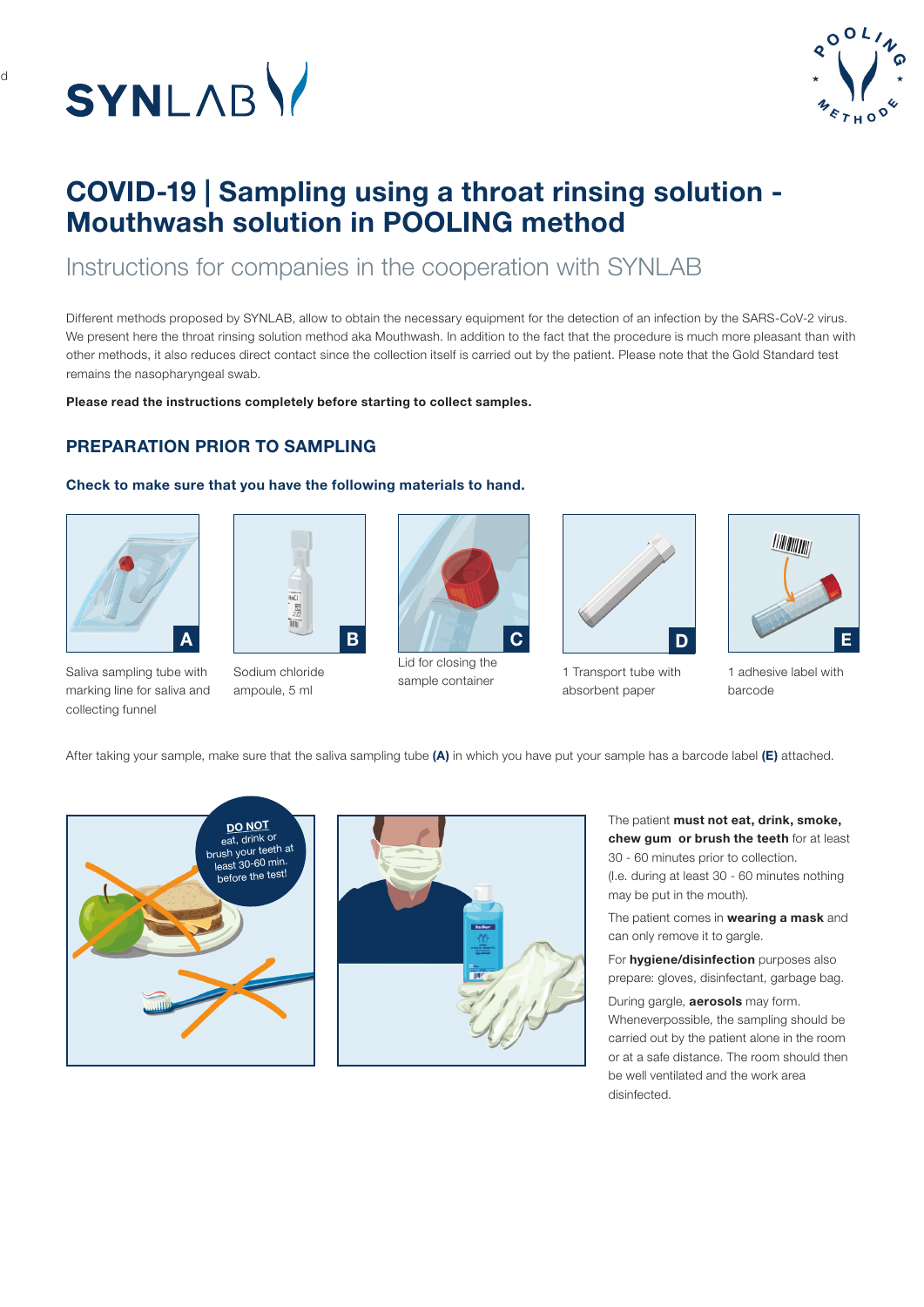# COVID-19 | Sampling using a throat rinsing solution - Mouthwash solution in POOLING method

## Instructions for companies in the cooperation with SYNLAB

Different methods proposed by SYNLAB, allow to obtain the necessary equipment for the detection of an infection by the SARS-CoV-2 virus. We present here the throat rinsing solution method aka Mouthwash. In addition to the fact that the procedure is much more pleasant than with other methods, it also reduces direct contact since the collection itself is carried out by the patient. Please note that the Gold Standard test remains the nasopharyngeal swab.

**Please read the instructions completely before starting to collect samples.**

### PREPARATION PRIOR TO SAMPLING

**Check to make sure that you have the following materials to hand.**

**A** – Saliva sampling tube with marking line for saliva and collecting funnel

**B** – Sodium chloride ampoule, 5 ml

**C** – Lid for closing the sample container

**D** – 1 Transport tube with absorbent paper

**E** – 1 adhesive label with barcode

After taking your sample, make sure that the saliva sampling tube **(A)** in which you have put your sample has a barcode label **(E)** attached.

The patient **must not eat, drink, smoke, chew gum or brush the teeth** for at least 30 - 60 minutes prior to collection. (I.e. during at least 30 - 60 minutes nothing may be put in the mouth).

The patient comes in **wearing a mask** and can only remove it to gargle.

For **hygiene/disinfection** purposes also prepare: gloves, disinfectant, garbage bag.

During gargle, **aerosols** may form. Wheneverpossible, the sampling should be carried out by the patient alone in the room or at a safe distance. The room should then be well ventilated and the work area disinfected.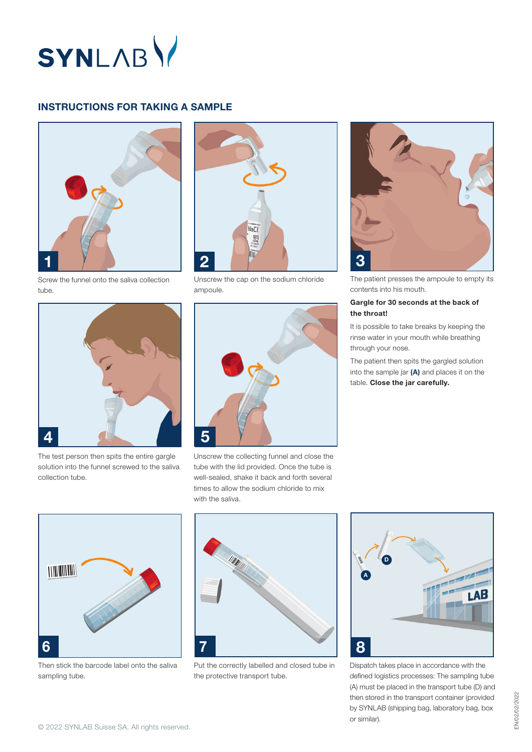SYNLAB

## INSTRUCTIONS FOR TAKING A SAMPLE

1

Screw the funnel onto the saliva collection tube.

2

Unscrew the cap on the sodium chloride ampoule.

3

The patient presses the ampoule to empty its contents into his mouth.

**Gargle for 30 seconds at the back of the throat!**

It is possible to take breaks by keeping the rinse water in your mouth while breathing through your nose.

The patient then spits the gargled solution into the sample jar **(A)** and places it on the table. **Close the jar carefully.**

4

The test person then spits the entire gargle solution into the funnel screwed to the saliva collection tube.

5

Unscrew the collecting funnel and close the tube with the lid provided. Once the tube is well-sealed, shake it back and forth several times to allow the sodium chloride to mix with the saliva.

6

Then stick the barcode label onto the saliva sampling tube.

7

Put the correctly labelled and closed tube in the protective transport tube.

8

Dispatch takes place in accordance with the defined logistics processes: The sampling tube (A) must be placed in the transport tube (D) and then stored in the transport container (provided by SYNLAB (shipping bag, laboratory bag, box or similar).

© 2022 SYNLAB Suisse SA. All rights reserved.

EN/02/02/2022